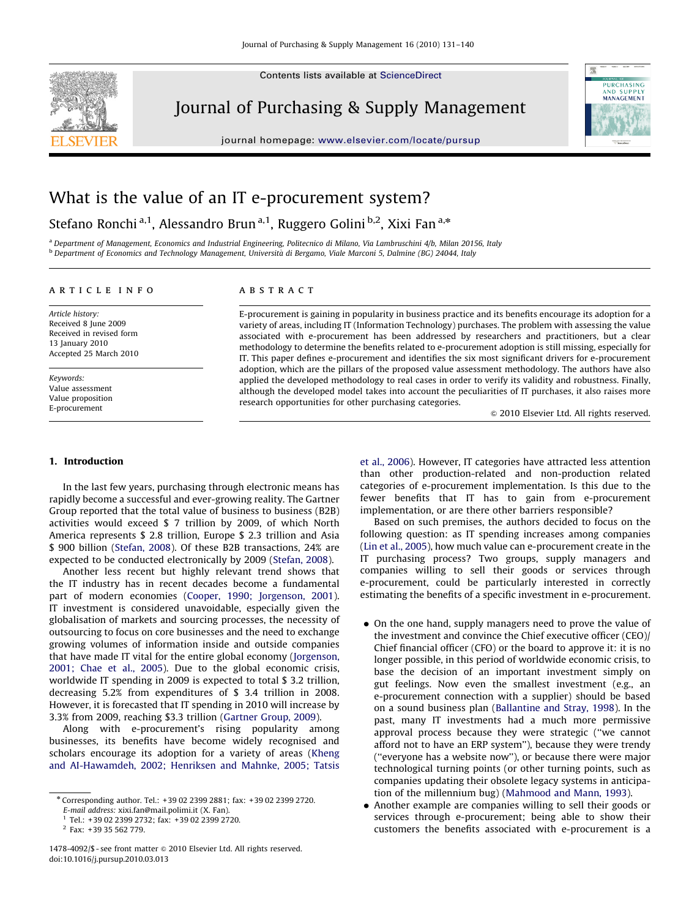# What is the value of an IT e-procurement system?

Stefano Ronchi [a,1], Alessandro Brun [a,1], Ruggero Golini [b,2], Xixi Fan [a,*]

[a] Department of Management, Economics and Industrial Engineering, Politecnico di Milano, Via Lambruschini 4/b, Milan 20156, Italy
[b] Department of Economics and Technology Management, Università di Bergamo, Viale Marconi 5, Dalmine (BG) 24044, Italy

**ARTICLE INFO**

*Article history:*
Received 8 June 2009
Received in revised form
13 January 2010
Accepted 25 March 2010

*Keywords:*
Value assessment
Value proposition
E-procurement

**ABSTRACT**

E-procurement is gaining in popularity in business practice and its benefits encourage its adoption for a variety of areas, including IT (Information Technology) purchases. The problem with assessing the value associated with e-procurement has been addressed by researchers and practitioners, but a clear methodology to determine the benefits related to e-procurement adoption is still missing, especially for IT. This paper defines e-procurement and identifies the six most significant drivers for e-procurement adoption, which are the pillars of the proposed value assessment methodology. The authors have also applied the developed methodology to real cases in order to verify its validity and robustness. Finally, although the developed model takes into account the peculiarities of IT purchases, it also raises more research opportunities for other purchasing categories.

© 2010 Elsevier Ltd. All rights reserved.

## 1. Introduction

In the last few years, purchasing through electronic means has rapidly become a successful and ever-growing reality. The Gartner Group reported that the total value of business to business (B2B) activities would exceed $ 7 trillion by 2009, of which North America represents $ 2.8 trillion, Europe $ 2.3 trillion and Asia $ 900 billion (Stefan, 2008). Of these B2B transactions, 24% are expected to be conducted electronically by 2009 (Stefan, 2008).

Another less recent but highly relevant trend shows that the IT industry has in recent decades become a fundamental part of modern economies (Cooper, 1990; Jorgenson, 2001). IT investment is considered unavoidable, especially given the globalisation of markets and sourcing processes, the necessity of outsourcing to focus on core businesses and the need to exchange growing volumes of information inside and outside companies that have made IT vital for the entire global economy (Jorgenson, 2001; Chae et al., 2005). Due to the global economic crisis, worldwide IT spending in 2009 is expected to total $ 3.2 trillion, decreasing 5.2% from expenditures of $ 3.4 trillion in 2008. However, it is forecasted that IT spending in 2010 will increase by 3.3% from 2009, reaching $3.3 trillion (Gartner Group, 2009).

Along with e-procurement's rising popularity among businesses, its benefits have become widely recognised and scholars encourage its adoption for a variety of areas (Kheng and Al-Hawamdeh, 2002; Henriksen and Mahnke, 2005; Tatsis et al., 2006). However, IT categories have attracted less attention than other production-related and non-production related categories of e-procurement implementation. Is this due to the fewer benefits that IT has to gain from e-procurement implementation, or are there other barriers responsible?

Based on such premises, the authors decided to focus on the following question: as IT spending increases among companies (Lin et al., 2005), how much value can e-procurement create in the IT purchasing process? Two groups, supply managers and companies willing to sell their goods or services through e-procurement, could be particularly interested in correctly estimating the benefits of a specific investment in e-procurement.

- On the one hand, supply managers need to prove the value of the investment and convince the Chief executive officer (CEO)/ Chief financial officer (CFO) or the board to approve it: it is no longer possible, in this period of worldwide economic crisis, to base the decision of an important investment simply on gut feelings. Now even the smallest investment (e.g., an e-procurement connection with a supplier) should be based on a sound business plan (Ballantine and Stray, 1998). In the past, many IT investments had a much more permissive approval process because they were strategic ("we cannot afford not to have an ERP system"), because they were trendy ("everyone has a website now"), or because there were major technological turning points (or other turning points, such as companies updating their obsolete legacy systems in anticipation of the millennium bug) (Mahmood and Mann, 1993).
- Another example are companies willing to sell their goods or services through e-procurement; being able to show their customers the benefits associated with e-procurement is a

* Corresponding author. Tel.: +39 02 2399 2881; fax: +39 02 2399 2720.
*E-mail address:* xixi.fan@mail.polimi.it (X. Fan).
[1] Tel.: +39 02 2399 2732; fax: +39 02 2399 2720.
[2] Fax: +39 35 562 779.

1478-4092/$ - see front matter © 2010 Elsevier Ltd. All rights reserved.
doi:10.1016/j.pursup.2010.03.013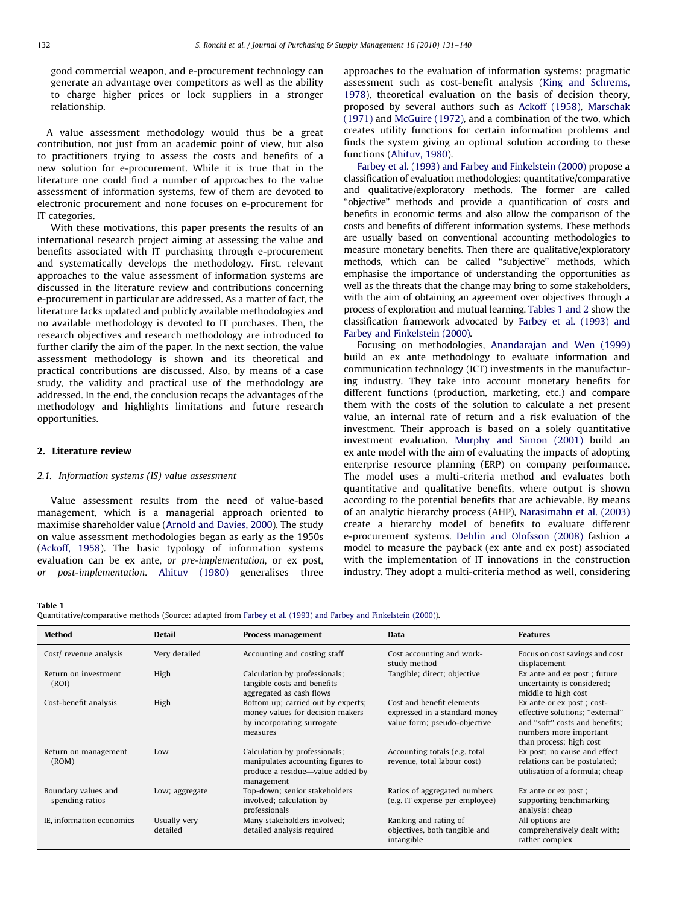good commercial weapon, and e-procurement technology can generate an advantage over competitors as well as the ability to charge higher prices or lock suppliers in a stronger relationship.

A value assessment methodology would thus be a great contribution, not just from an academic point of view, but also to practitioners trying to assess the costs and benefits of a new solution for e-procurement. While it is true that in the literature one could find a number of approaches to the value assessment of information systems, few of them are devoted to electronic procurement and none focuses on e-procurement for IT categories.

With these motivations, this paper presents the results of an international research project aiming at assessing the value and benefits associated with IT purchasing through e-procurement and systematically develops the methodology. First, relevant approaches to the value assessment of information systems are discussed in the literature review and contributions concerning e-procurement in particular are addressed. As a matter of fact, the literature lacks updated and publicly available methodologies and no available methodology is devoted to IT purchases. Then, the research objectives and research methodology are introduced to further clarify the aim of the paper. In the next section, the value assessment methodology is shown and its theoretical and practical contributions are discussed. Also, by means of a case study, the validity and practical use of the methodology are addressed. In the end, the conclusion recaps the advantages of the methodology and highlights limitations and future research opportunities.

## 2. Literature review

### 2.1. Information systems (IS) value assessment

Value assessment results from the need of value-based management, which is a managerial approach oriented to maximise shareholder value (Arnold and Davies, 2000). The study on value assessment methodologies began as early as the 1950s (Ackoff, 1958). The basic typology of information systems evaluation can be ex ante, *or pre-implementation*, or ex post, *or post-implementation*. Ahituv (1980) generalises three approaches to the evaluation of information systems: pragmatic assessment such as cost-benefit analysis (King and Schrems, 1978), theoretical evaluation on the basis of decision theory, proposed by several authors such as Ackoff (1958), Marschak (1971) and McGuire (1972), and a combination of the two, which creates utility functions for certain information problems and finds the system giving an optimal solution according to these functions (Ahituv, 1980).

Farbey et al. (1993) and Farbey and Finkelstein (2000) propose a classification of evaluation methodologies: quantitative/comparative and qualitative/exploratory methods. The former are called "objective" methods and provide a quantification of costs and benefits in economic terms and also allow the comparison of the costs and benefits of different information systems. These methods are usually based on conventional accounting methodologies to measure monetary benefits. Then there are qualitative/exploratory methods, which can be called "subjective" methods, which emphasise the importance of understanding the opportunities as well as the threats that the change may bring to some stakeholders, with the aim of obtaining an agreement over objectives through a process of exploration and mutual learning. Tables 1 and 2 show the classification framework advocated by Farbey et al. (1993) and Farbey and Finkelstein (2000).

Focusing on methodologies, Anandarajan and Wen (1999) build an ex ante methodology to evaluate information and communication technology (ICT) investments in the manufacturing industry. They take into account monetary benefits for different functions (production, marketing, etc.) and compare them with the costs of the solution to calculate a net present value, an internal rate of return and a risk evaluation of the investment. Their approach is based on a solely quantitative investment evaluation. Murphy and Simon (2001) build an ex ante model with the aim of evaluating the impacts of adopting enterprise resource planning (ERP) on company performance. The model uses a multi-criteria method and evaluates both quantitative and qualitative benefits, where output is shown according to the potential benefits that are achievable. By means of an analytic hierarchy process (AHP), Narasimahn et al. (2003) create a hierarchy model of benefits to evaluate different e-procurement systems. Dehlin and Olofsson (2008) fashion a model to measure the payback (ex ante and ex post) associated with the implementation of IT innovations in the construction industry. They adopt a multi-criteria method as well, considering

**Table 1**
Quantitative/comparative methods (Source: adapted from Farbey et al. (1993) and Farbey and Finkelstein (2000)).

| Method | Detail | Process management | Data | Features |
|---|---|---|---|---|
| Cost/ revenue analysis | Very detailed | Accounting and costing staff | Cost accounting and work-study method | Focus on cost savings and cost displacement |
| Return on investment (ROI) | High | Calculation by professionals; tangible costs and benefits aggregated as cash flows | Tangible; direct; objective | Ex ante and ex post ; future uncertainty is considered; middle to high cost |
| Cost-benefit analysis | High | Bottom up; carried out by experts; money values for decision makers by incorporating surrogate measures | Cost and benefit elements expressed in a standard money value form; pseudo-objective | Ex ante or ex post ; cost-effective solutions; "external" and "soft" costs and benefits; numbers more important than process; high cost |
| Return on management (ROM) | Low | Calculation by professionals; manipulates accounting figures to produce a residue—value added by management | Accounting totals (e.g. total revenue, total labour cost) | Ex post; no cause and effect relations can be postulated; utilisation of a formula; cheap |
| Boundary values and spending ratios | Low; aggregate | Top-down; senior stakeholders involved; calculation by professionals | Ratios of aggregated numbers (e.g. IT expense per employee) | Ex ante or ex post ; supporting benchmarking analysis; cheap |
| IE, information economics | Usually very detailed | Many stakeholders involved; detailed analysis required | Ranking and rating of objectives, both tangible and intangible | All options are comprehensively dealt with; rather complex |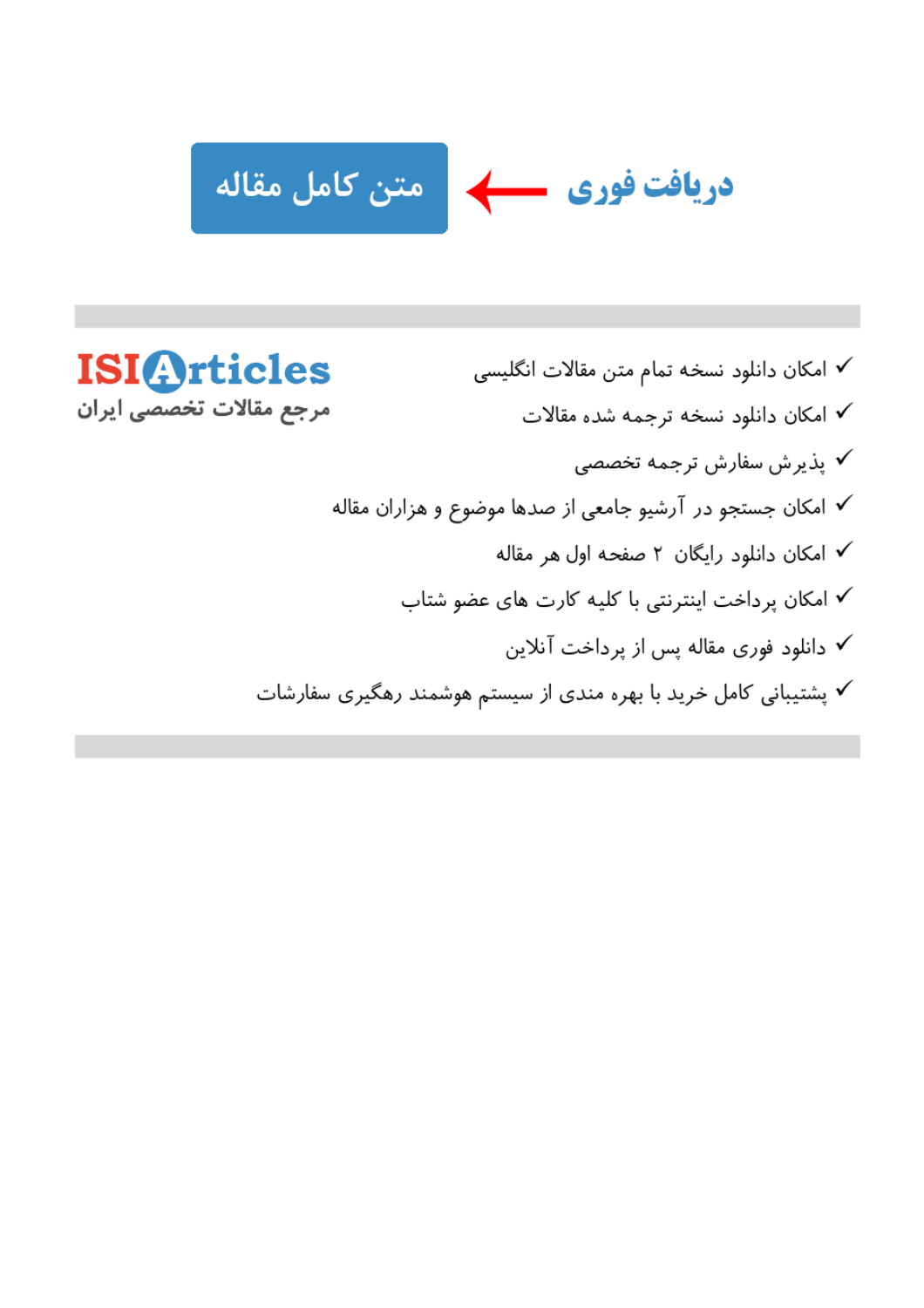دریافت فوری ← **متن کامل مقاله**

**ISIArticles**
مرجع مقالات تخصصی ایران

- ✓ امکان دانلود نسخه تمام متن مقالات انگلیسی
- ✓ امکان دانلود نسخه ترجمه شده مقالات
- ✓ پذیرش سفارش ترجمه تخصصی
- ✓ امکان جستجو در آرشیو جامعی از صدها موضوع و هزاران مقاله
- ✓ امکان دانلود رایگان ۲ صفحه اول هر مقاله
- ✓ امکان پرداخت اینترنتی با کلیه کارت های عضو شتاب
- ✓ دانلود فوری مقاله پس از پرداخت آنلاین
- ✓ پشتیبانی کامل خرید با بهره مندی از سیستم هوشمند رهگیری سفارشات